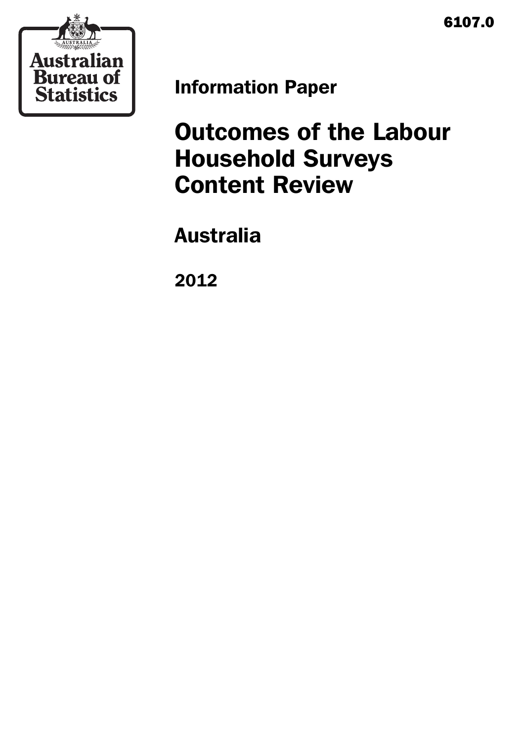6107.0

Australian Bureau of Statistics

Information Paper

# Outcomes of the Labour Household Surveys Content Review

## Australia

## 2012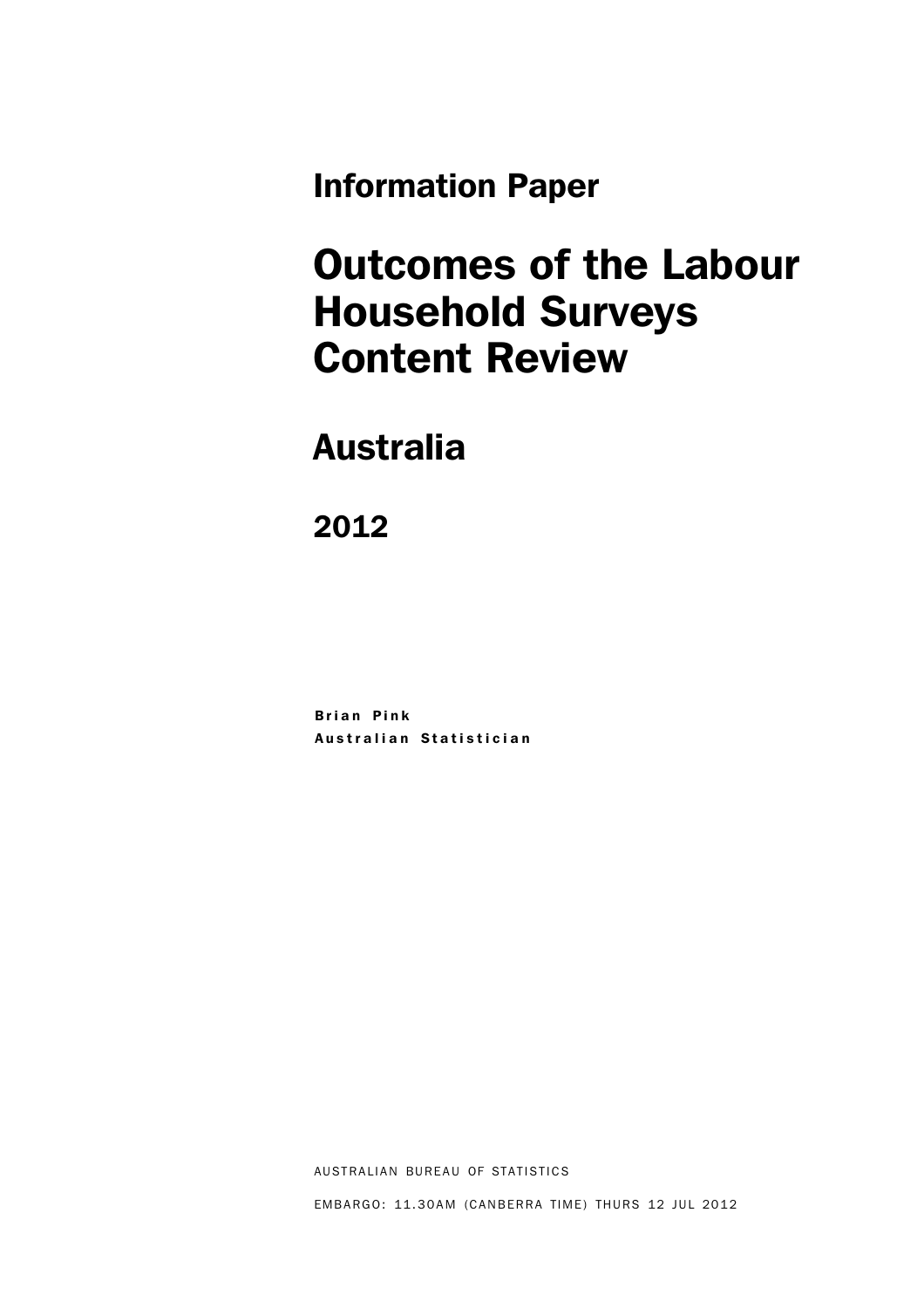Information Paper

# Outcomes of the Labour Household Surveys Content Review

## Australia

## 2012

Brian Pink
Australian Statistician

AUSTRALIAN BUREAU OF STATISTICS

EMBARGO: 11.30AM (CANBERRA TIME) THURS 12 JUL 2012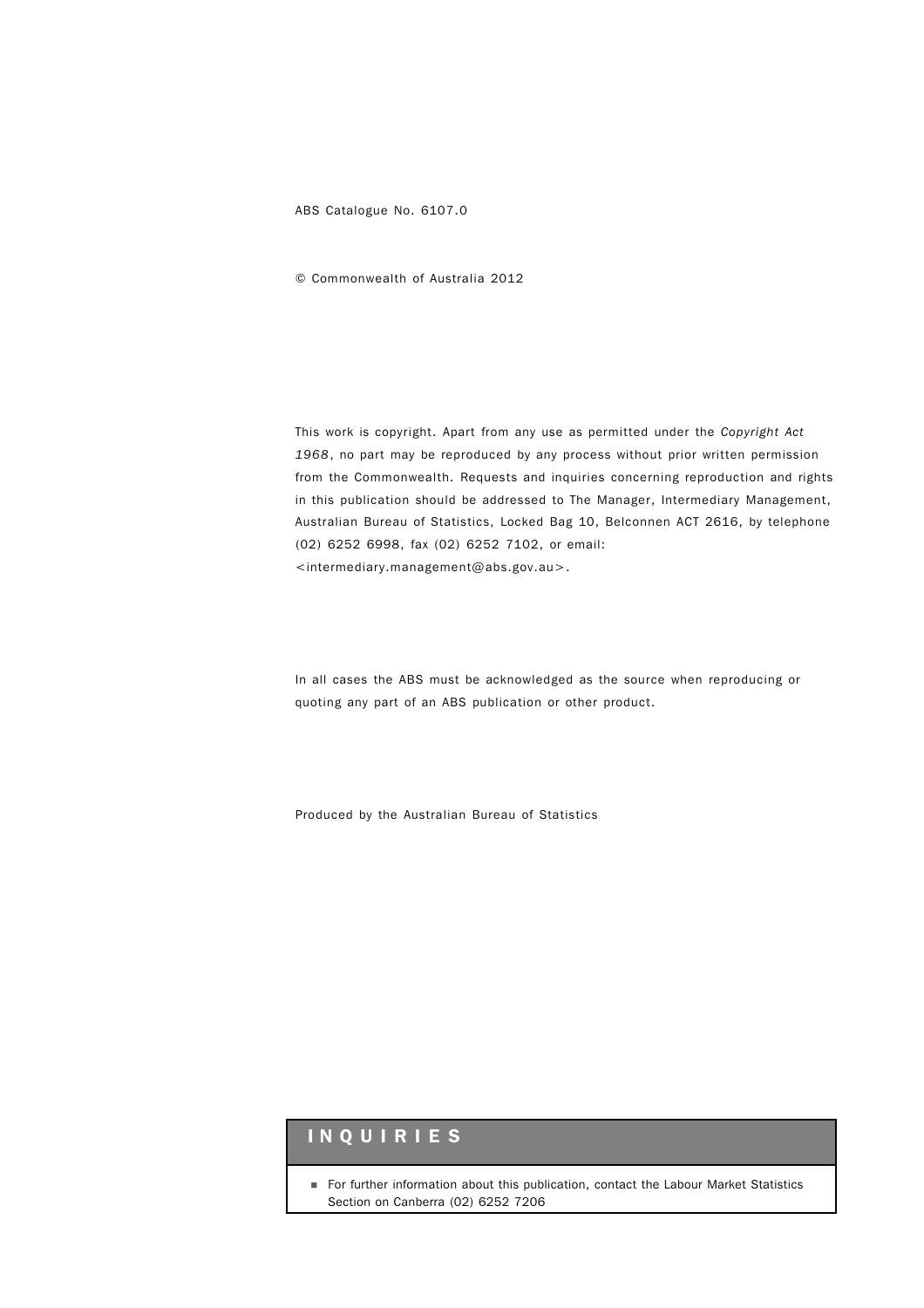ABS Catalogue No. 6107.0

© Commonwealth of Australia 2012

This work is copyright. Apart from any use as permitted under the *Copyright Act 1968*, no part may be reproduced by any process without prior written permission from the Commonwealth. Requests and inquiries concerning reproduction and rights in this publication should be addressed to The Manager, Intermediary Management, Australian Bureau of Statistics, Locked Bag 10, Belconnen ACT 2616, by telephone (02) 6252 6998, fax (02) 6252 7102, or email: <intermediary.management@abs.gov.au>.

In all cases the ABS must be acknowledged as the source when reproducing or quoting any part of an ABS publication or other product.

Produced by the Australian Bureau of Statistics

## INQUIRIES

- For further information about this publication, contact the Labour Market Statistics Section on Canberra (02) 6252 7206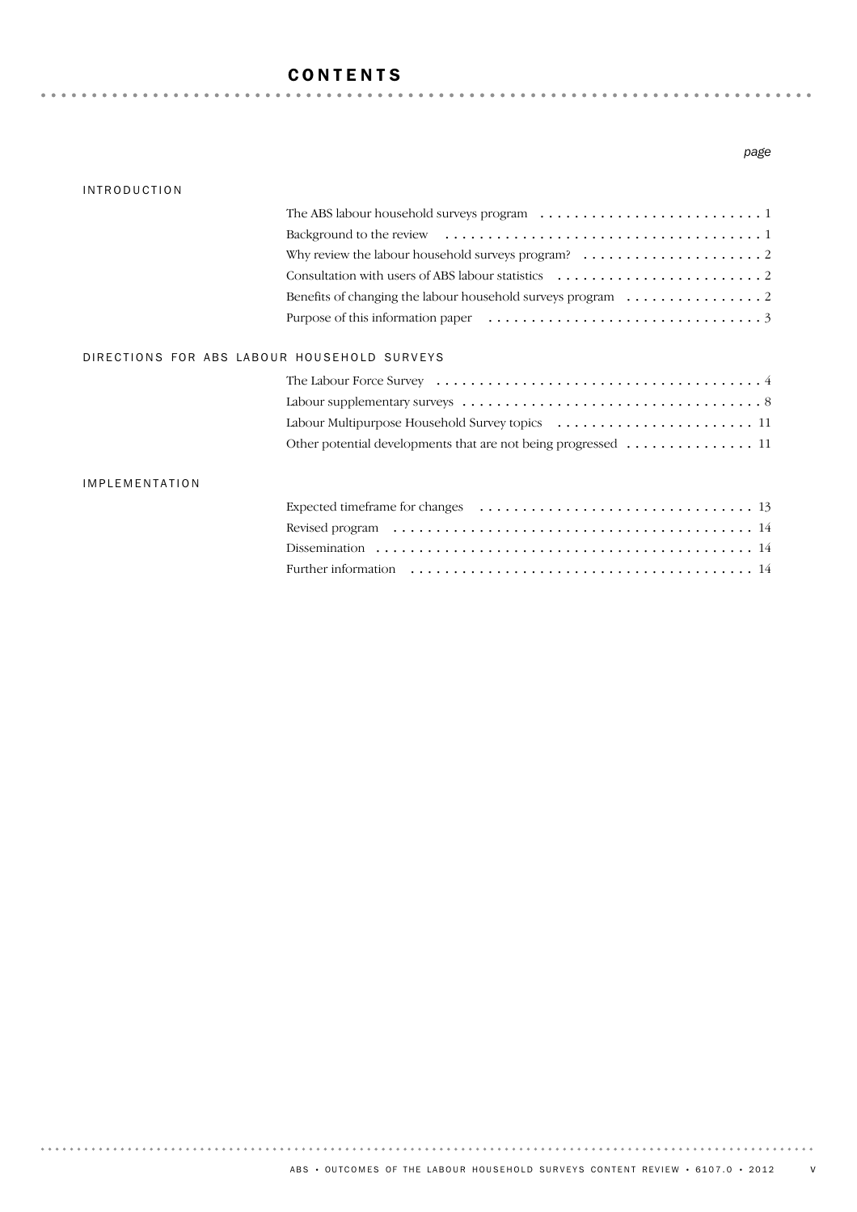# CONTENTS

| | page |
|---|---|
| **INTRODUCTION** | |
| The ABS labour household surveys program | 1 |
| Background to the review | 1 |
| Why review the labour household surveys program? | 2 |
| Consultation with users of ABS labour statistics | 2 |
| Benefits of changing the labour household surveys program | 2 |
| Purpose of this information paper | 3 |
| **DIRECTIONS FOR ABS LABOUR HOUSEHOLD SURVEYS** | |
| The Labour Force Survey | 4 |
| Labour supplementary surveys | 8 |
| Labour Multipurpose Household Survey topics | 11 |
| Other potential developments that are not being progressed | 11 |
| **IMPLEMENTATION** | |
| Expected timeframe for changes | 13 |
| Revised program | 14 |
| Dissemination | 14 |
| Further information | 14 |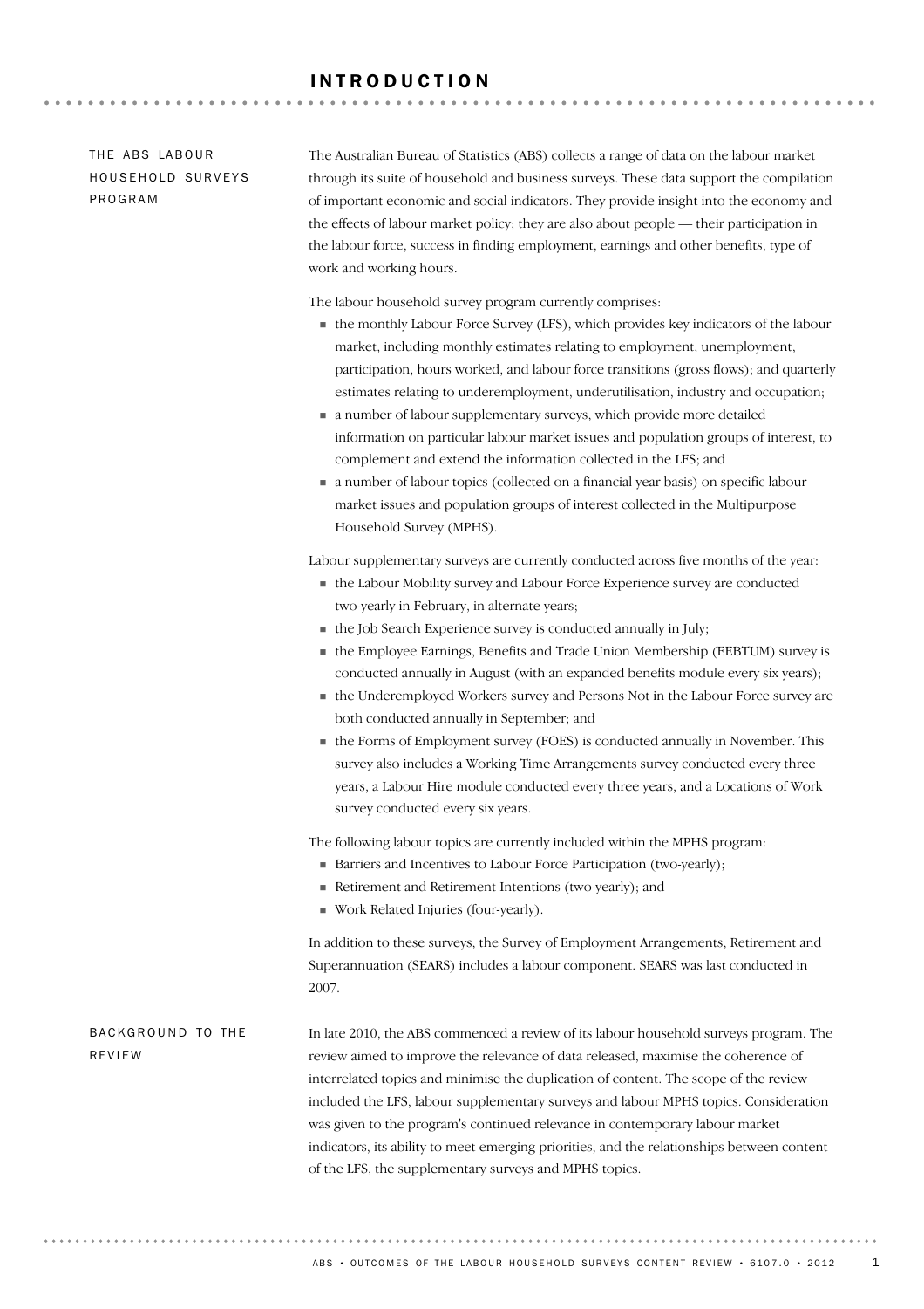# INTRODUCTION

## THE ABS LABOUR HOUSEHOLD SURVEYS PROGRAM

The Australian Bureau of Statistics (ABS) collects a range of data on the labour market through its suite of household and business surveys. These data support the compilation of important economic and social indicators. They provide insight into the economy and the effects of labour market policy; they are also about people — their participation in the labour force, success in finding employment, earnings and other benefits, type of work and working hours.

The labour household survey program currently comprises:

- the monthly Labour Force Survey (LFS), which provides key indicators of the labour market, including monthly estimates relating to employment, unemployment, participation, hours worked, and labour force transitions (gross flows); and quarterly estimates relating to underemployment, underutilisation, industry and occupation;
- a number of labour supplementary surveys, which provide more detailed information on particular labour market issues and population groups of interest, to complement and extend the information collected in the LFS; and
- a number of labour topics (collected on a financial year basis) on specific labour market issues and population groups of interest collected in the Multipurpose Household Survey (MPHS).

Labour supplementary surveys are currently conducted across five months of the year:

- the Labour Mobility survey and Labour Force Experience survey are conducted two-yearly in February, in alternate years;
- the Job Search Experience survey is conducted annually in July;
- the Employee Earnings, Benefits and Trade Union Membership (EEBTUM) survey is conducted annually in August (with an expanded benefits module every six years);
- the Underemployed Workers survey and Persons Not in the Labour Force survey are both conducted annually in September; and
- the Forms of Employment survey (FOES) is conducted annually in November. This survey also includes a Working Time Arrangements survey conducted every three years, a Labour Hire module conducted every three years, and a Locations of Work survey conducted every six years.

The following labour topics are currently included within the MPHS program:

- Barriers and Incentives to Labour Force Participation (two-yearly);
- Retirement and Retirement Intentions (two-yearly); and
- Work Related Injuries (four-yearly).

In addition to these surveys, the Survey of Employment Arrangements, Retirement and Superannuation (SEARS) includes a labour component. SEARS was last conducted in 2007.

## BACKGROUND TO THE REVIEW

In late 2010, the ABS commenced a review of its labour household surveys program. The review aimed to improve the relevance of data released, maximise the coherence of interrelated topics and minimise the duplication of content. The scope of the review included the LFS, labour supplementary surveys and labour MPHS topics. Consideration was given to the program's continued relevance in contemporary labour market indicators, its ability to meet emerging priorities, and the relationships between content of the LFS, the supplementary surveys and MPHS topics.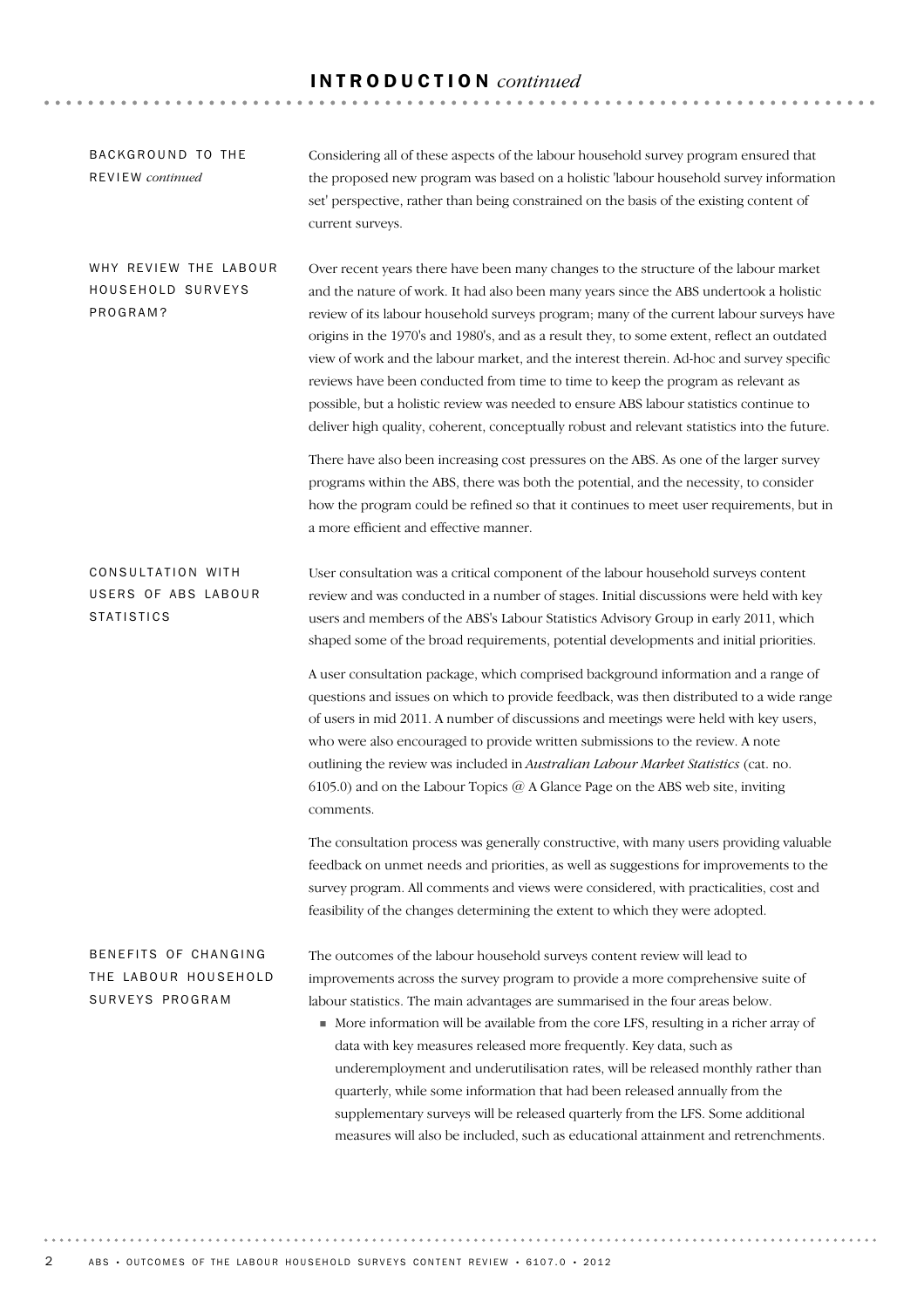## INTRODUCTION *continued*

### BACKGROUND TO THE REVIEW *continued*

Considering all of these aspects of the labour household survey program ensured that the proposed new program was based on a holistic 'labour household survey information set' perspective, rather than being constrained on the basis of the existing content of current surveys.

### WHY REVIEW THE LABOUR HOUSEHOLD SURVEYS PROGRAM?

Over recent years there have been many changes to the structure of the labour market and the nature of work. It had also been many years since the ABS undertook a holistic review of its labour household surveys program; many of the current labour surveys have origins in the 1970's and 1980's, and as a result they, to some extent, reflect an outdated view of work and the labour market, and the interest therein. Ad-hoc and survey specific reviews have been conducted from time to time to keep the program as relevant as possible, but a holistic review was needed to ensure ABS labour statistics continue to deliver high quality, coherent, conceptually robust and relevant statistics into the future.

There have also been increasing cost pressures on the ABS. As one of the larger survey programs within the ABS, there was both the potential, and the necessity, to consider how the program could be refined so that it continues to meet user requirements, but in a more efficient and effective manner.

### CONSULTATION WITH USERS OF ABS LABOUR STATISTICS

User consultation was a critical component of the labour household surveys content review and was conducted in a number of stages. Initial discussions were held with key users and members of the ABS's Labour Statistics Advisory Group in early 2011, which shaped some of the broad requirements, potential developments and initial priorities.

A user consultation package, which comprised background information and a range of questions and issues on which to provide feedback, was then distributed to a wide range of users in mid 2011. A number of discussions and meetings were held with key users, who were also encouraged to provide written submissions to the review. A note outlining the review was included in *Australian Labour Market Statistics* (cat. no. 6105.0) and on the Labour Topics @ A Glance Page on the ABS web site, inviting comments.

The consultation process was generally constructive, with many users providing valuable feedback on unmet needs and priorities, as well as suggestions for improvements to the survey program. All comments and views were considered, with practicalities, cost and feasibility of the changes determining the extent to which they were adopted.

### BENEFITS OF CHANGING THE LABOUR HOUSEHOLD SURVEYS PROGRAM

The outcomes of the labour household surveys content review will lead to improvements across the survey program to provide a more comprehensive suite of labour statistics. The main advantages are summarised in the four areas below.

- More information will be available from the core LFS, resulting in a richer array of data with key measures released more frequently. Key data, such as underemployment and underutilisation rates, will be released monthly rather than quarterly, while some information that had been released annually from the supplementary surveys will be released quarterly from the LFS. Some additional measures will also be included, such as educational attainment and retrenchments.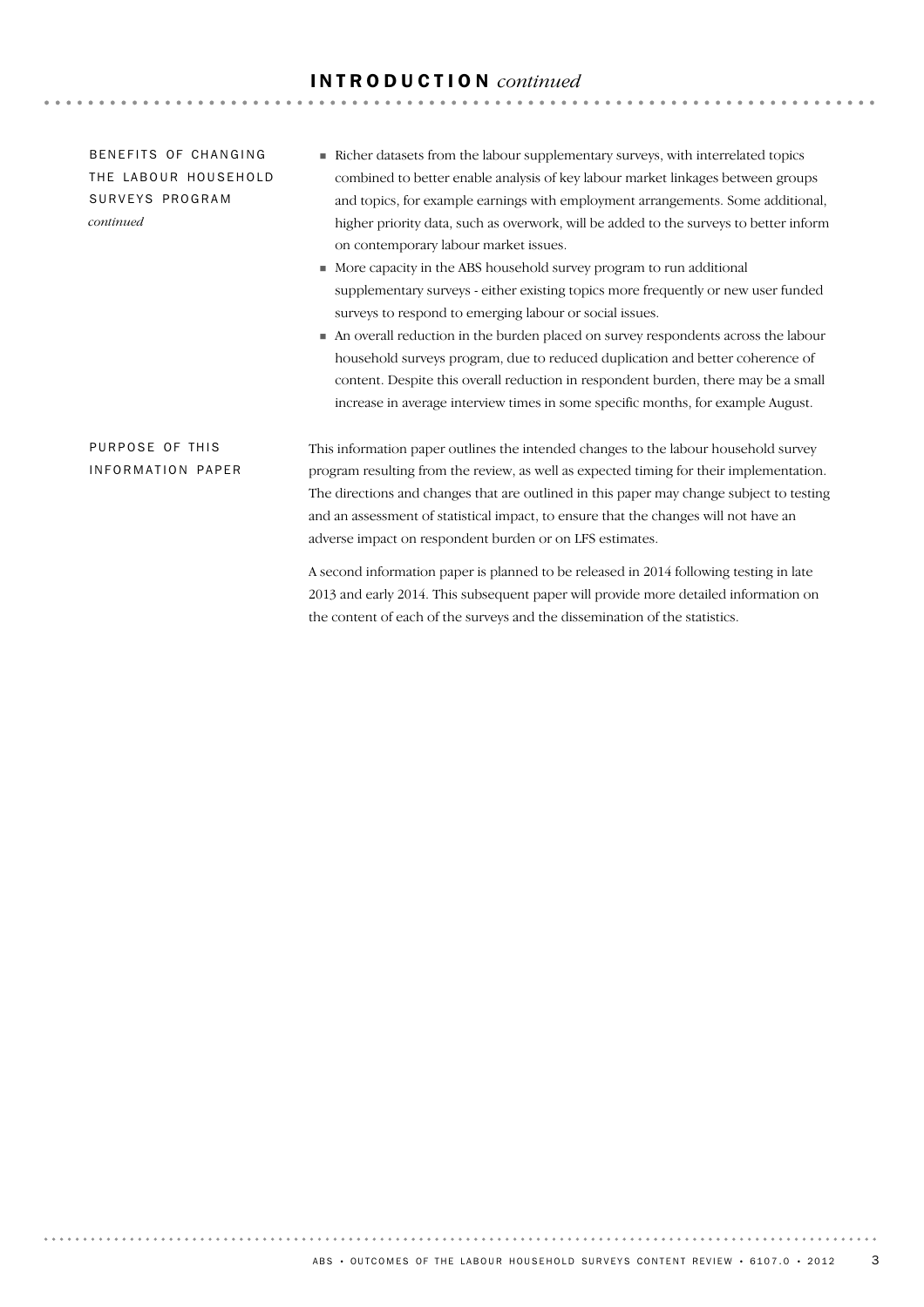## INTRODUCTION *continued*

### BENEFITS OF CHANGING THE LABOUR HOUSEHOLD SURVEYS PROGRAM *continued*

- Richer datasets from the labour supplementary surveys, with interrelated topics combined to better enable analysis of key labour market linkages between groups and topics, for example earnings with employment arrangements. Some additional, higher priority data, such as overwork, will be added to the surveys to better inform on contemporary labour market issues.
- More capacity in the ABS household survey program to run additional supplementary surveys - either existing topics more frequently or new user funded surveys to respond to emerging labour or social issues.
- An overall reduction in the burden placed on survey respondents across the labour household surveys program, due to reduced duplication and better coherence of content. Despite this overall reduction in respondent burden, there may be a small increase in average interview times in some specific months, for example August.

### PURPOSE OF THIS INFORMATION PAPER

This information paper outlines the intended changes to the labour household survey program resulting from the review, as well as expected timing for their implementation. The directions and changes that are outlined in this paper may change subject to testing and an assessment of statistical impact, to ensure that the changes will not have an adverse impact on respondent burden or on LFS estimates.

A second information paper is planned to be released in 2014 following testing in late 2013 and early 2014. This subsequent paper will provide more detailed information on the content of each of the surveys and the dissemination of the statistics.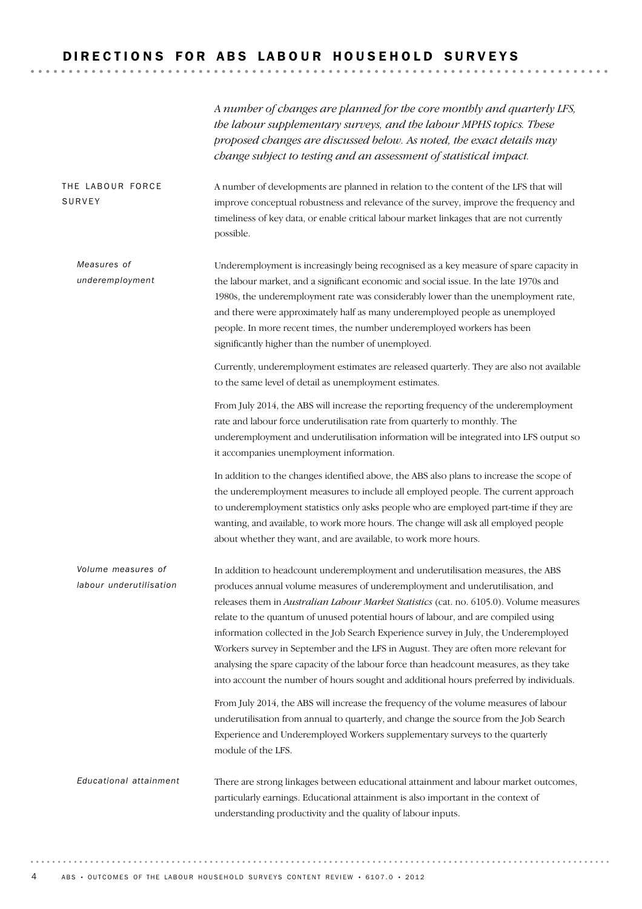# DIRECTIONS FOR ABS LABOUR HOUSEHOLD SURVEYS

*A number of changes are planned for the core monthly and quarterly LFS, the labour supplementary surveys, and the labour MPHS topics. These proposed changes are discussed below. As noted, the exact details may change subject to testing and an assessment of statistical impact.*

## THE LABOUR FORCE SURVEY

A number of developments are planned in relation to the content of the LFS that will improve conceptual robustness and relevance of the survey, improve the frequency and timeliness of key data, or enable critical labour market linkages that are not currently possible.

### *Measures of underemployment*

Underemployment is increasingly being recognised as a key measure of spare capacity in the labour market, and a significant economic and social issue. In the late 1970s and 1980s, the underemployment rate was considerably lower than the unemployment rate, and there were approximately half as many underemployed people as unemployed people. In more recent times, the number underemployed workers has been significantly higher than the number of unemployed.

Currently, underemployment estimates are released quarterly. They are also not available to the same level of detail as unemployment estimates.

From July 2014, the ABS will increase the reporting frequency of the underemployment rate and labour force underutilisation rate from quarterly to monthly. The underemployment and underutilisation information will be integrated into LFS output so it accompanies unemployment information.

In addition to the changes identified above, the ABS also plans to increase the scope of the underemployment measures to include all employed people. The current approach to underemployment statistics only asks people who are employed part-time if they are wanting, and available, to work more hours. The change will ask all employed people about whether they want, and are available, to work more hours.

### *Volume measures of labour underutilisation*

In addition to headcount underemployment and underutilisation measures, the ABS produces annual volume measures of underemployment and underutilisation, and releases them in *Australian Labour Market Statistics* (cat. no. 6105.0). Volume measures relate to the quantum of unused potential hours of labour, and are compiled using information collected in the Job Search Experience survey in July, the Underemployed Workers survey in September and the LFS in August. They are often more relevant for analysing the spare capacity of the labour force than headcount measures, as they take into account the number of hours sought and additional hours preferred by individuals.

From July 2014, the ABS will increase the frequency of the volume measures of labour underutilisation from annual to quarterly, and change the source from the Job Search Experience and Underemployed Workers supplementary surveys to the quarterly module of the LFS.

### *Educational attainment*

There are strong linkages between educational attainment and labour market outcomes, particularly earnings. Educational attainment is also important in the context of understanding productivity and the quality of labour inputs.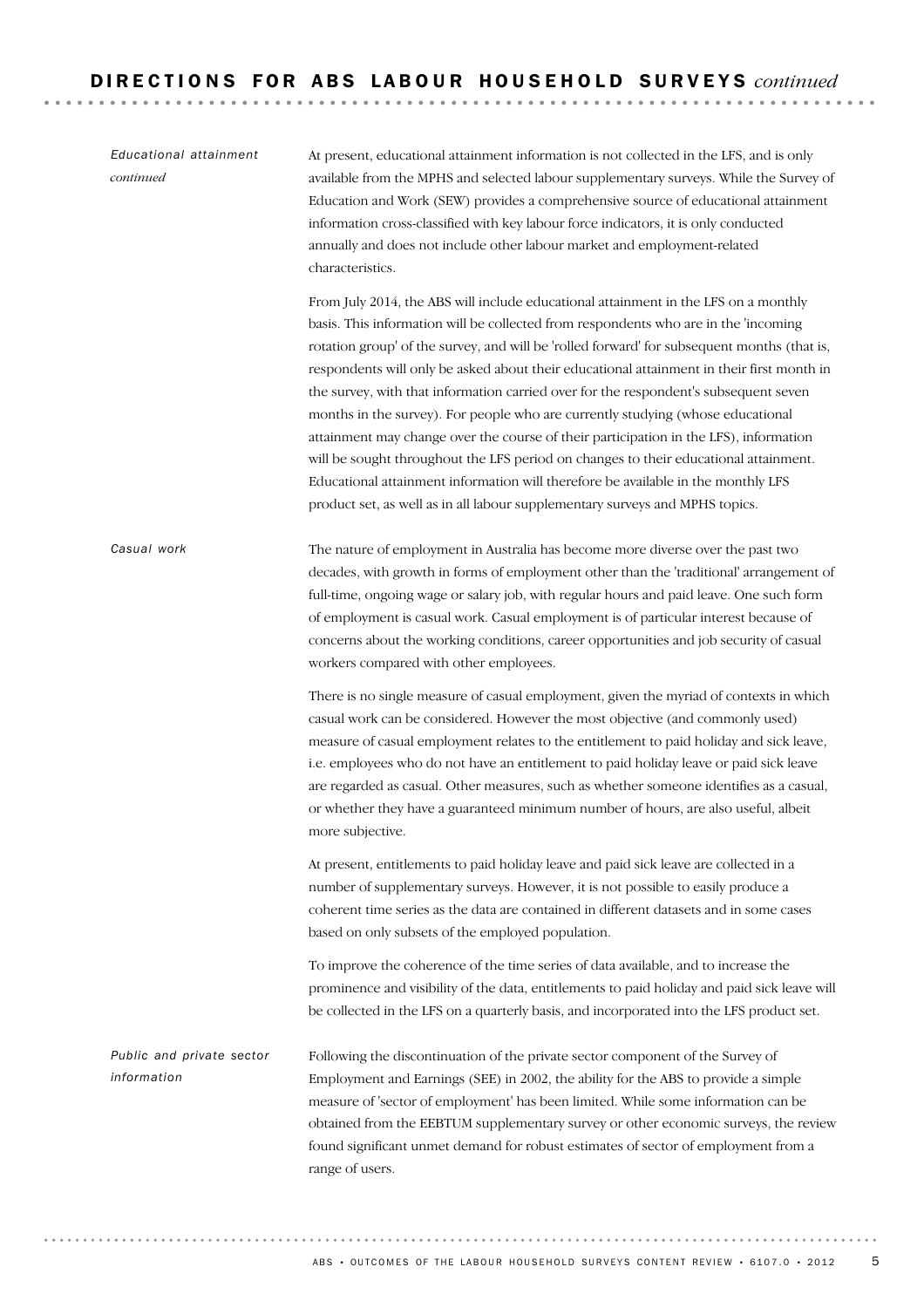### *Educational attainment continued*

At present, educational attainment information is not collected in the LFS, and is only available from the MPHS and selected labour supplementary surveys. While the Survey of Education and Work (SEW) provides a comprehensive source of educational attainment information cross-classified with key labour force indicators, it is only conducted annually and does not include other labour market and employment-related characteristics.

From July 2014, the ABS will include educational attainment in the LFS on a monthly basis. This information will be collected from respondents who are in the 'incoming rotation group' of the survey, and will be 'rolled forward' for subsequent months (that is, respondents will only be asked about their educational attainment in their first month in the survey, with that information carried over for the respondent's subsequent seven months in the survey). For people who are currently studying (whose educational attainment may change over the course of their participation in the LFS), information will be sought throughout the LFS period on changes to their educational attainment. Educational attainment information will therefore be available in the monthly LFS product set, as well as in all labour supplementary surveys and MPHS topics.

### *Casual work*

The nature of employment in Australia has become more diverse over the past two decades, with growth in forms of employment other than the 'traditional' arrangement of full-time, ongoing wage or salary job, with regular hours and paid leave. One such form of employment is casual work. Casual employment is of particular interest because of concerns about the working conditions, career opportunities and job security of casual workers compared with other employees.

There is no single measure of casual employment, given the myriad of contexts in which casual work can be considered. However the most objective (and commonly used) measure of casual employment relates to the entitlement to paid holiday and sick leave, i.e. employees who do not have an entitlement to paid holiday leave or paid sick leave are regarded as casual. Other measures, such as whether someone identifies as a casual, or whether they have a guaranteed minimum number of hours, are also useful, albeit more subjective.

At present, entitlements to paid holiday leave and paid sick leave are collected in a number of supplementary surveys. However, it is not possible to easily produce a coherent time series as the data are contained in different datasets and in some cases based on only subsets of the employed population.

To improve the coherence of the time series of data available, and to increase the prominence and visibility of the data, entitlements to paid holiday and paid sick leave will be collected in the LFS on a quarterly basis, and incorporated into the LFS product set.

### *Public and private sector information*

Following the discontinuation of the private sector component of the Survey of Employment and Earnings (SEE) in 2002, the ability for the ABS to provide a simple measure of 'sector of employment' has been limited. While some information can be obtained from the EEBTUM supplementary survey or other economic surveys, the review found significant unmet demand for robust estimates of sector of employment from a range of users.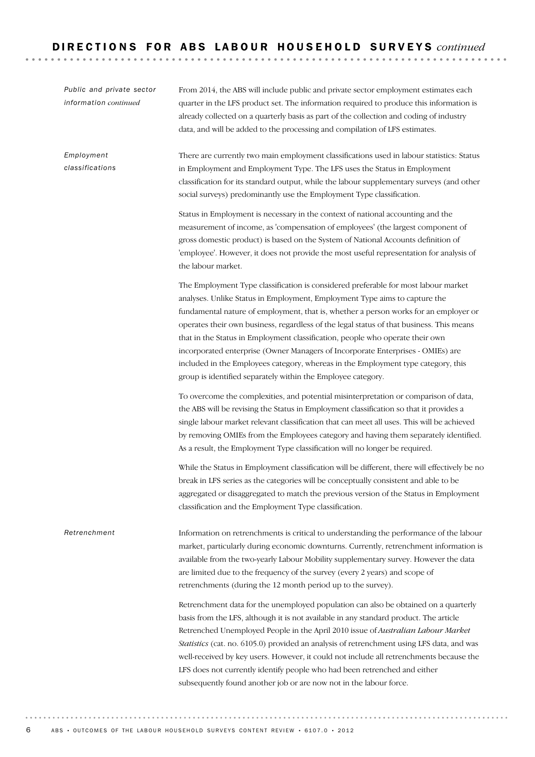## DIRECTIONS FOR ABS LABOUR HOUSEHOLD SURVEYS *continued*

*Public and private sector information continued*

From 2014, the ABS will include public and private sector employment estimates each quarter in the LFS product set. The information required to produce this information is already collected on a quarterly basis as part of the collection and coding of industry data, and will be added to the processing and compilation of LFS estimates.

*Employment classifications*

There are currently two main employment classifications used in labour statistics: Status in Employment and Employment Type. The LFS uses the Status in Employment classification for its standard output, while the labour supplementary surveys (and other social surveys) predominantly use the Employment Type classification.

Status in Employment is necessary in the context of national accounting and the measurement of income, as 'compensation of employees' (the largest component of gross domestic product) is based on the System of National Accounts definition of 'employee'. However, it does not provide the most useful representation for analysis of the labour market.

The Employment Type classification is considered preferable for most labour market analyses. Unlike Status in Employment, Employment Type aims to capture the fundamental nature of employment, that is, whether a person works for an employer or operates their own business, regardless of the legal status of that business. This means that in the Status in Employment classification, people who operate their own incorporated enterprise (Owner Managers of Incorporate Enterprises - OMIEs) are included in the Employees category, whereas in the Employment type category, this group is identified separately within the Employee category.

To overcome the complexities, and potential misinterpretation or comparison of data, the ABS will be revising the Status in Employment classification so that it provides a single labour market relevant classification that can meet all uses. This will be achieved by removing OMIEs from the Employees category and having them separately identified. As a result, the Employment Type classification will no longer be required.

While the Status in Employment classification will be different, there will effectively be no break in LFS series as the categories will be conceptually consistent and able to be aggregated or disaggregated to match the previous version of the Status in Employment classification and the Employment Type classification.

*Retrenchment*

Information on retrenchments is critical to understanding the performance of the labour market, particularly during economic downturns. Currently, retrenchment information is available from the two-yearly Labour Mobility supplementary survey. However the data are limited due to the frequency of the survey (every 2 years) and scope of retrenchments (during the 12 month period up to the survey).

Retrenchment data for the unemployed population can also be obtained on a quarterly basis from the LFS, although it is not available in any standard product. The article Retrenched Unemployed People in the April 2010 issue of *Australian Labour Market Statistics* (cat. no. 6105.0) provided an analysis of retrenchment using LFS data, and was well-received by key users. However, it could not include all retrenchments because the LFS does not currently identify people who had been retrenched and either subsequently found another job or are now not in the labour force.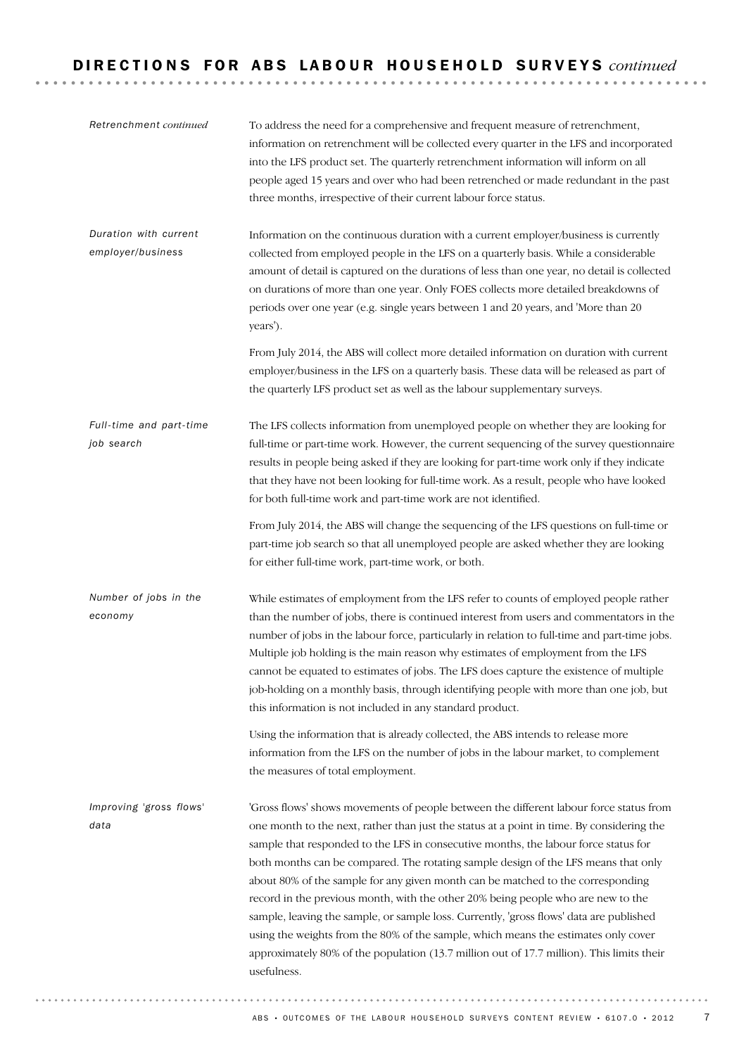## DIRECTIONS FOR ABS LABOUR HOUSEHOLD SURVEYS *continued*

*Retrenchment continued*

To address the need for a comprehensive and frequent measure of retrenchment, information on retrenchment will be collected every quarter in the LFS and incorporated into the LFS product set. The quarterly retrenchment information will inform on all people aged 15 years and over who had been retrenched or made redundant in the past three months, irrespective of their current labour force status.

*Duration with current employer/business*

Information on the continuous duration with a current employer/business is currently collected from employed people in the LFS on a quarterly basis. While a considerable amount of detail is captured on the durations of less than one year, no detail is collected on durations of more than one year. Only FOES collects more detailed breakdowns of periods over one year (e.g. single years between 1 and 20 years, and 'More than 20 years').

From July 2014, the ABS will collect more detailed information on duration with current employer/business in the LFS on a quarterly basis. These data will be released as part of the quarterly LFS product set as well as the labour supplementary surveys.

*Full-time and part-time job search*

The LFS collects information from unemployed people on whether they are looking for full-time or part-time work. However, the current sequencing of the survey questionnaire results in people being asked if they are looking for part-time work only if they indicate that they have not been looking for full-time work. As a result, people who have looked for both full-time work and part-time work are not identified.

From July 2014, the ABS will change the sequencing of the LFS questions on full-time or part-time job search so that all unemployed people are asked whether they are looking for either full-time work, part-time work, or both.

*Number of jobs in the economy*

While estimates of employment from the LFS refer to counts of employed people rather than the number of jobs, there is continued interest from users and commentators in the number of jobs in the labour force, particularly in relation to full-time and part-time jobs. Multiple job holding is the main reason why estimates of employment from the LFS cannot be equated to estimates of jobs. The LFS does capture the existence of multiple job-holding on a monthly basis, through identifying people with more than one job, but this information is not included in any standard product.

Using the information that is already collected, the ABS intends to release more information from the LFS on the number of jobs in the labour market, to complement the measures of total employment.

*Improving 'gross flows' data*

'Gross flows' shows movements of people between the different labour force status from one month to the next, rather than just the status at a point in time. By considering the sample that responded to the LFS in consecutive months, the labour force status for both months can be compared. The rotating sample design of the LFS means that only about 80% of the sample for any given month can be matched to the corresponding record in the previous month, with the other 20% being people who are new to the sample, leaving the sample, or sample loss. Currently, 'gross flows' data are published using the weights from the 80% of the sample, which means the estimates only cover approximately 80% of the population (13.7 million out of 17.7 million). This limits their usefulness.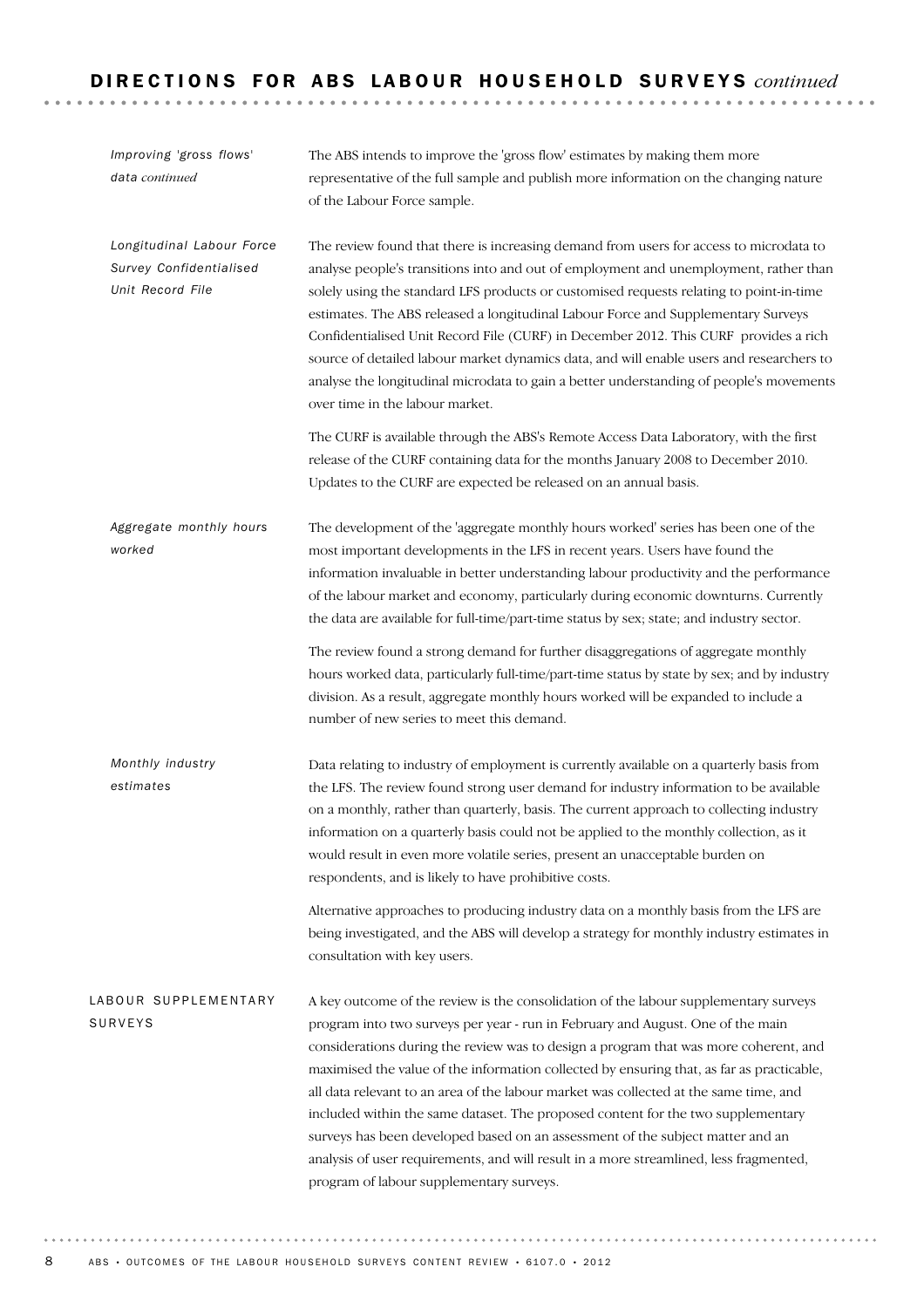*Improving 'gross flows' data continued*

The ABS intends to improve the 'gross flow' estimates by making them more representative of the full sample and publish more information on the changing nature of the Labour Force sample.

*Longitudinal Labour Force Survey Confidentialised Unit Record File*

The review found that there is increasing demand from users for access to microdata to analyse people's transitions into and out of employment and unemployment, rather than solely using the standard LFS products or customised requests relating to point-in-time estimates. The ABS released a longitudinal Labour Force and Supplementary Surveys Confidentialised Unit Record File (CURF) in December 2012. This CURF provides a rich source of detailed labour market dynamics data, and will enable users and researchers to analyse the longitudinal microdata to gain a better understanding of people's movements over time in the labour market.

The CURF is available through the ABS's Remote Access Data Laboratory, with the first release of the CURF containing data for the months January 2008 to December 2010. Updates to the CURF are expected be released on an annual basis.

*Aggregate monthly hours worked*

The development of the 'aggregate monthly hours worked' series has been one of the most important developments in the LFS in recent years. Users have found the information invaluable in better understanding labour productivity and the performance of the labour market and economy, particularly during economic downturns. Currently the data are available for full-time/part-time status by sex; state; and industry sector.

The review found a strong demand for further disaggregations of aggregate monthly hours worked data, particularly full-time/part-time status by state by sex; and by industry division. As a result, aggregate monthly hours worked will be expanded to include a number of new series to meet this demand.

*Monthly industry estimates*

Data relating to industry of employment is currently available on a quarterly basis from the LFS. The review found strong user demand for industry information to be available on a monthly, rather than quarterly, basis. The current approach to collecting industry information on a quarterly basis could not be applied to the monthly collection, as it would result in even more volatile series, present an unacceptable burden on respondents, and is likely to have prohibitive costs.

Alternative approaches to producing industry data on a monthly basis from the LFS are being investigated, and the ABS will develop a strategy for monthly industry estimates in consultation with key users.

## LABOUR SUPPLEMENTARY SURVEYS

A key outcome of the review is the consolidation of the labour supplementary surveys program into two surveys per year - run in February and August. One of the main considerations during the review was to design a program that was more coherent, and maximised the value of the information collected by ensuring that, as far as practicable, all data relevant to an area of the labour market was collected at the same time, and included within the same dataset. The proposed content for the two supplementary surveys has been developed based on an assessment of the subject matter and an analysis of user requirements, and will result in a more streamlined, less fragmented, program of labour supplementary surveys.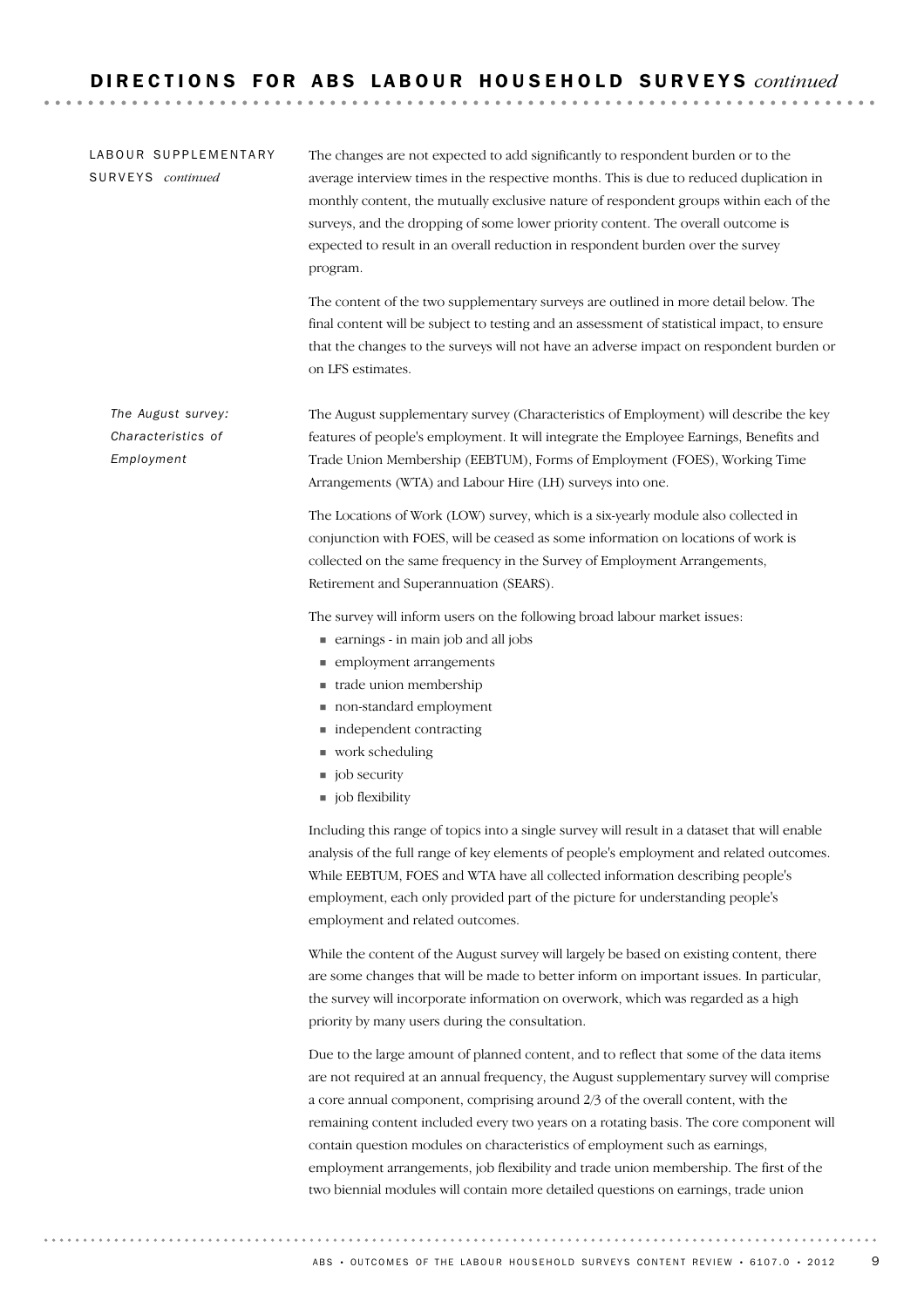## LABOUR SUPPLEMENTARY SURVEYS *continued*

The changes are not expected to add significantly to respondent burden or to the average interview times in the respective months. This is due to reduced duplication in monthly content, the mutually exclusive nature of respondent groups within each of the surveys, and the dropping of some lower priority content. The overall outcome is expected to result in an overall reduction in respondent burden over the survey program.

The content of the two supplementary surveys are outlined in more detail below. The final content will be subject to testing and an assessment of statistical impact, to ensure that the changes to the surveys will not have an adverse impact on respondent burden or on LFS estimates.

### *The August survey: Characteristics of Employment*

The August supplementary survey (Characteristics of Employment) will describe the key features of people's employment. It will integrate the Employee Earnings, Benefits and Trade Union Membership (EEBTUM), Forms of Employment (FOES), Working Time Arrangements (WTA) and Labour Hire (LH) surveys into one.

The Locations of Work (LOW) survey, which is a six-yearly module also collected in conjunction with FOES, will be ceased as some information on locations of work is collected on the same frequency in the Survey of Employment Arrangements, Retirement and Superannuation (SEARS).

The survey will inform users on the following broad labour market issues:

- earnings - in main job and all jobs
- employment arrangements
- trade union membership
- non-standard employment
- independent contracting
- work scheduling
- job security
- job flexibility

Including this range of topics into a single survey will result in a dataset that will enable analysis of the full range of key elements of people's employment and related outcomes. While EEBTUM, FOES and WTA have all collected information describing people's employment, each only provided part of the picture for understanding people's employment and related outcomes.

While the content of the August survey will largely be based on existing content, there are some changes that will be made to better inform on important issues. In particular, the survey will incorporate information on overwork, which was regarded as a high priority by many users during the consultation.

Due to the large amount of planned content, and to reflect that some of the data items are not required at an annual frequency, the August supplementary survey will comprise a core annual component, comprising around 2/3 of the overall content, with the remaining content included every two years on a rotating basis. The core component will contain question modules on characteristics of employment such as earnings, employment arrangements, job flexibility and trade union membership. The first of the two biennial modules will contain more detailed questions on earnings, trade union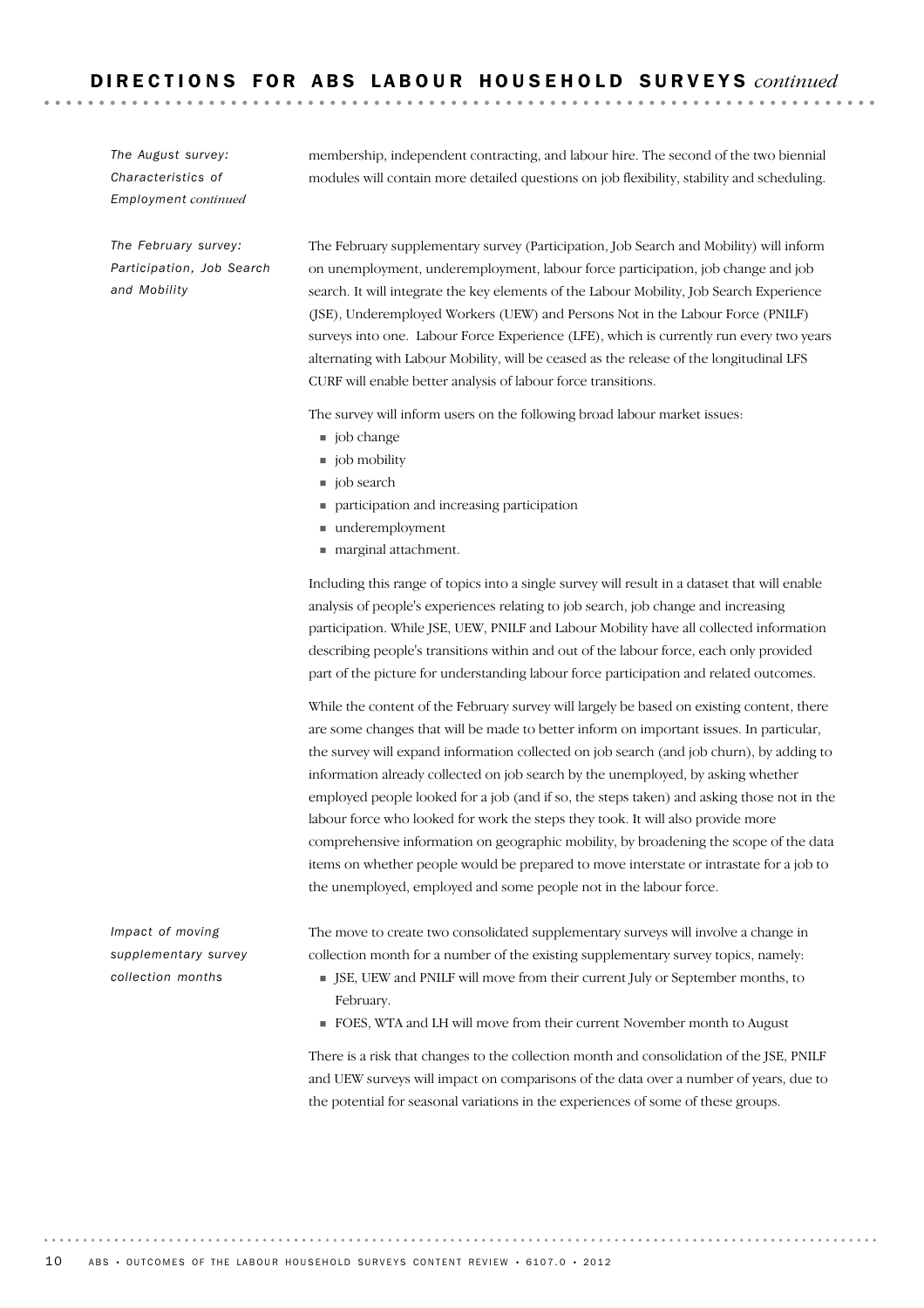## DIRECTIONS FOR ABS LABOUR HOUSEHOLD SURVEYS *continued*

*The August survey: Characteristics of Employment continued*

membership, independent contracting, and labour hire. The second of the two biennial modules will contain more detailed questions on job flexibility, stability and scheduling.

*The February survey: Participation, Job Search and Mobility*

The February supplementary survey (Participation, Job Search and Mobility) will inform on unemployment, underemployment, labour force participation, job change and job search. It will integrate the key elements of the Labour Mobility, Job Search Experience (JSE), Underemployed Workers (UEW) and Persons Not in the Labour Force (PNILF) surveys into one. Labour Force Experience (LFE), which is currently run every two years alternating with Labour Mobility, will be ceased as the release of the longitudinal LFS CURF will enable better analysis of labour force transitions.

The survey will inform users on the following broad labour market issues:

- job change
- job mobility
- job search
- participation and increasing participation
- underemployment
- marginal attachment.

Including this range of topics into a single survey will result in a dataset that will enable analysis of people's experiences relating to job search, job change and increasing participation. While JSE, UEW, PNILF and Labour Mobility have all collected information describing people's transitions within and out of the labour force, each only provided part of the picture for understanding labour force participation and related outcomes.

While the content of the February survey will largely be based on existing content, there are some changes that will be made to better inform on important issues. In particular, the survey will expand information collected on job search (and job churn), by adding to information already collected on job search by the unemployed, by asking whether employed people looked for a job (and if so, the steps taken) and asking those not in the labour force who looked for work the steps they took. It will also provide more comprehensive information on geographic mobility, by broadening the scope of the data items on whether people would be prepared to move interstate or intrastate for a job to the unemployed, employed and some people not in the labour force.

*Impact of moving supplementary survey collection months*

The move to create two consolidated supplementary surveys will involve a change in collection month for a number of the existing supplementary survey topics, namely:

- JSE, UEW and PNILF will move from their current July or September months, to February.
- FOES, WTA and LH will move from their current November month to August

There is a risk that changes to the collection month and consolidation of the JSE, PNILF and UEW surveys will impact on comparisons of the data over a number of years, due to the potential for seasonal variations in the experiences of some of these groups.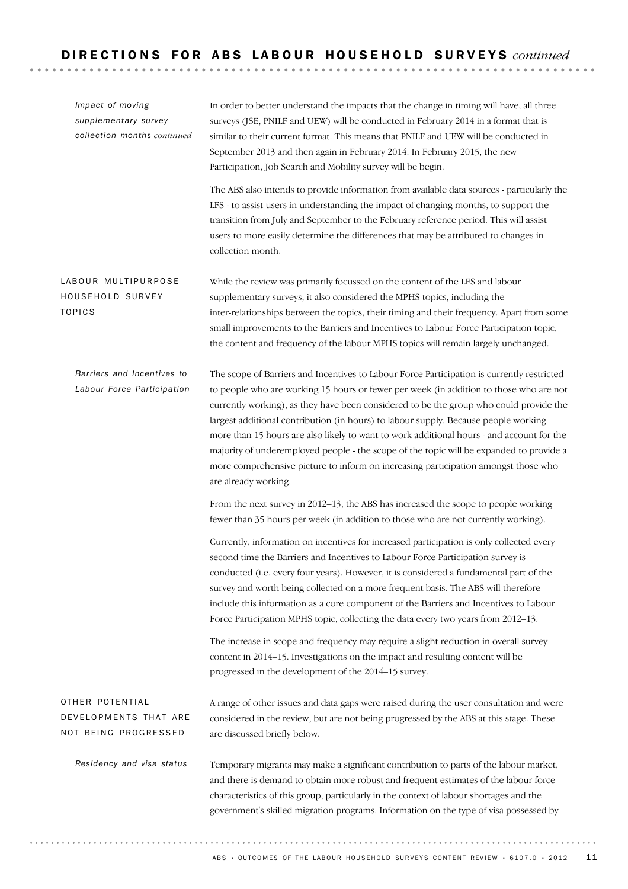### *Impact of moving supplementary survey collection months continued*

In order to better understand the impacts that the change in timing will have, all three surveys (JSE, PNILF and UEW) will be conducted in February 2014 in a format that is similar to their current format. This means that PNILF and UEW will be conducted in September 2013 and then again in February 2014. In February 2015, the new Participation, Job Search and Mobility survey will be begin.

The ABS also intends to provide information from available data sources - particularly the LFS - to assist users in understanding the impact of changing months, to support the transition from July and September to the February reference period. This will assist users to more easily determine the differences that may be attributed to changes in collection month.

## LABOUR MULTIPURPOSE HOUSEHOLD SURVEY TOPICS

While the review was primarily focussed on the content of the LFS and labour supplementary surveys, it also considered the MPHS topics, including the inter-relationships between the topics, their timing and their frequency. Apart from some small improvements to the Barriers and Incentives to Labour Force Participation topic, the content and frequency of the labour MPHS topics will remain largely unchanged.

### *Barriers and Incentives to Labour Force Participation*

The scope of Barriers and Incentives to Labour Force Participation is currently restricted to people who are working 15 hours or fewer per week (in addition to those who are not currently working), as they have been considered to be the group who could provide the largest additional contribution (in hours) to labour supply. Because people working more than 15 hours are also likely to want to work additional hours - and account for the majority of underemployed people - the scope of the topic will be expanded to provide a more comprehensive picture to inform on increasing participation amongst those who are already working.

From the next survey in 2012–13, the ABS has increased the scope to people working fewer than 35 hours per week (in addition to those who are not currently working).

Currently, information on incentives for increased participation is only collected every second time the Barriers and Incentives to Labour Force Participation survey is conducted (i.e. every four years). However, it is considered a fundamental part of the survey and worth being collected on a more frequent basis. The ABS will therefore include this information as a core component of the Barriers and Incentives to Labour Force Participation MPHS topic, collecting the data every two years from 2012–13.

The increase in scope and frequency may require a slight reduction in overall survey content in 2014–15. Investigations on the impact and resulting content will be progressed in the development of the 2014–15 survey.

## OTHER POTENTIAL DEVELOPMENTS THAT ARE NOT BEING PROGRESSED

A range of other issues and data gaps were raised during the user consultation and were considered in the review, but are not being progressed by the ABS at this stage. These are discussed briefly below.

### *Residency and visa status*

Temporary migrants may make a significant contribution to parts of the labour market, and there is demand to obtain more robust and frequent estimates of the labour force characteristics of this group, particularly in the context of labour shortages and the government's skilled migration programs. Information on the type of visa possessed by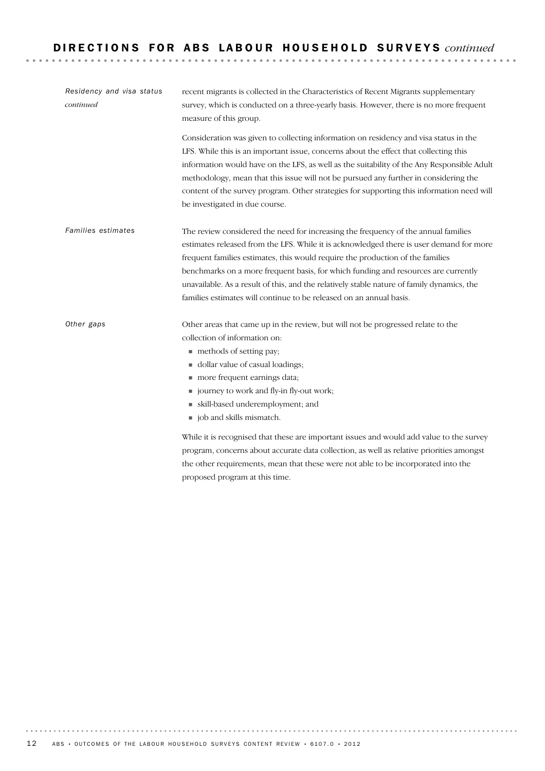## DIRECTIONS FOR ABS LABOUR HOUSEHOLD SURVEYS *continued*

*Residency and visa status continued*

recent migrants is collected in the Characteristics of Recent Migrants supplementary survey, which is conducted on a three-yearly basis. However, there is no more frequent measure of this group.

Consideration was given to collecting information on residency and visa status in the LFS. While this is an important issue, concerns about the effect that collecting this information would have on the LFS, as well as the suitability of the Any Responsible Adult methodology, mean that this issue will not be pursued any further in considering the content of the survey program. Other strategies for supporting this information need will be investigated in due course.

*Families estimates*

The review considered the need for increasing the frequency of the annual families estimates released from the LFS. While it is acknowledged there is user demand for more frequent families estimates, this would require the production of the families benchmarks on a more frequent basis, for which funding and resources are currently unavailable. As a result of this, and the relatively stable nature of family dynamics, the families estimates will continue to be released on an annual basis.

*Other gaps*

Other areas that came up in the review, but will not be progressed relate to the collection of information on:

- methods of setting pay;
- dollar value of casual loadings;
- more frequent earnings data;
- journey to work and fly-in fly-out work;
- skill-based underemployment; and
- job and skills mismatch.

While it is recognised that these are important issues and would add value to the survey program, concerns about accurate data collection, as well as relative priorities amongst the other requirements, mean that these were not able to be incorporated into the proposed program at this time.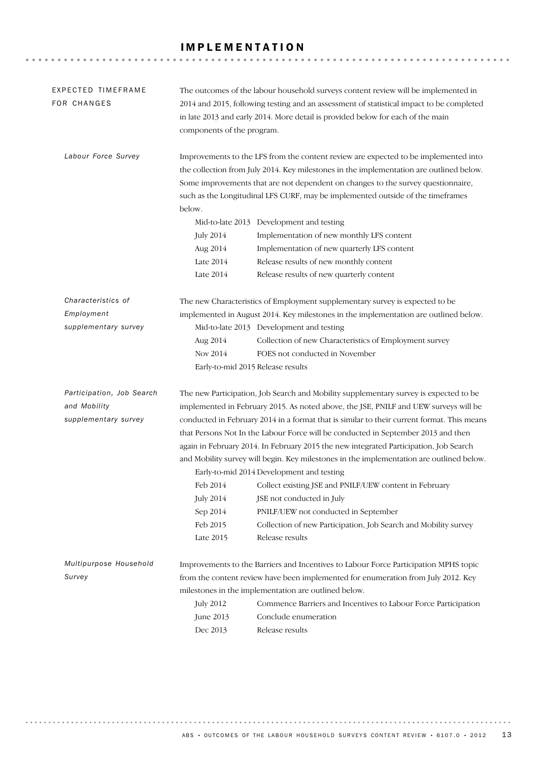# IMPLEMENTATION

## EXPECTED TIMEFRAME FOR CHANGES

The outcomes of the labour household surveys content review will be implemented in 2014 and 2015, following testing and an assessment of statistical impact to be completed in late 2013 and early 2014. More detail is provided below for each of the main components of the program.

### *Labour Force Survey*

Improvements to the LFS from the content review are expected to be implemented into the collection from July 2014. Key milestones in the implementation are outlined below. Some improvements that are not dependent on changes to the survey questionnaire, such as the Longitudinal LFS CURF, may be implemented outside of the timeframes below.

| | |
|---|---|
| Mid-to-late 2013 | Development and testing |
| July 2014 | Implementation of new monthly LFS content |
| Aug 2014 | Implementation of new quarterly LFS content |
| Late 2014 | Release results of new monthly content |
| Late 2014 | Release results of new quarterly content |

### *Characteristics of Employment supplementary survey*

The new Characteristics of Employment supplementary survey is expected to be implemented in August 2014. Key milestones in the implementation are outlined below.

| | |
|---|---|
| Mid-to-late 2013 | Development and testing |
| Aug 2014 | Collection of new Characteristics of Employment survey |
| Nov 2014 | FOES not conducted in November |
| Early-to-mid 2015 | Release results |

### *Participation, Job Search and Mobility supplementary survey*

The new Participation, Job Search and Mobility supplementary survey is expected to be implemented in February 2015. As noted above, the JSE, PNILF and UEW surveys will be conducted in February 2014 in a format that is similar to their current format. This means that Persons Not In the Labour Force will be conducted in September 2013 and then again in February 2014. In February 2015 the new integrated Participation, Job Search and Mobility survey will begin. Key milestones in the implementation are outlined below.

| | |
|---|---|
| Early-to-mid 2014 | Development and testing |
| Feb 2014 | Collect existing JSE and PNILF/UEW content in February |
| July 2014 | JSE not conducted in July |
| Sep 2014 | PNILF/UEW not conducted in September |
| Feb 2015 | Collection of new Participation, Job Search and Mobility survey |
| Late 2015 | Release results |

### *Multipurpose Household Survey*

Improvements to the Barriers and Incentives to Labour Force Participation MPHS topic from the content review have been implemented for enumeration from July 2012. Key milestones in the implementation are outlined below.

| | |
|---|---|
| July 2012 | Commence Barriers and Incentives to Labour Force Participation |
| June 2013 | Conclude enumeration |
| Dec 2013 | Release results |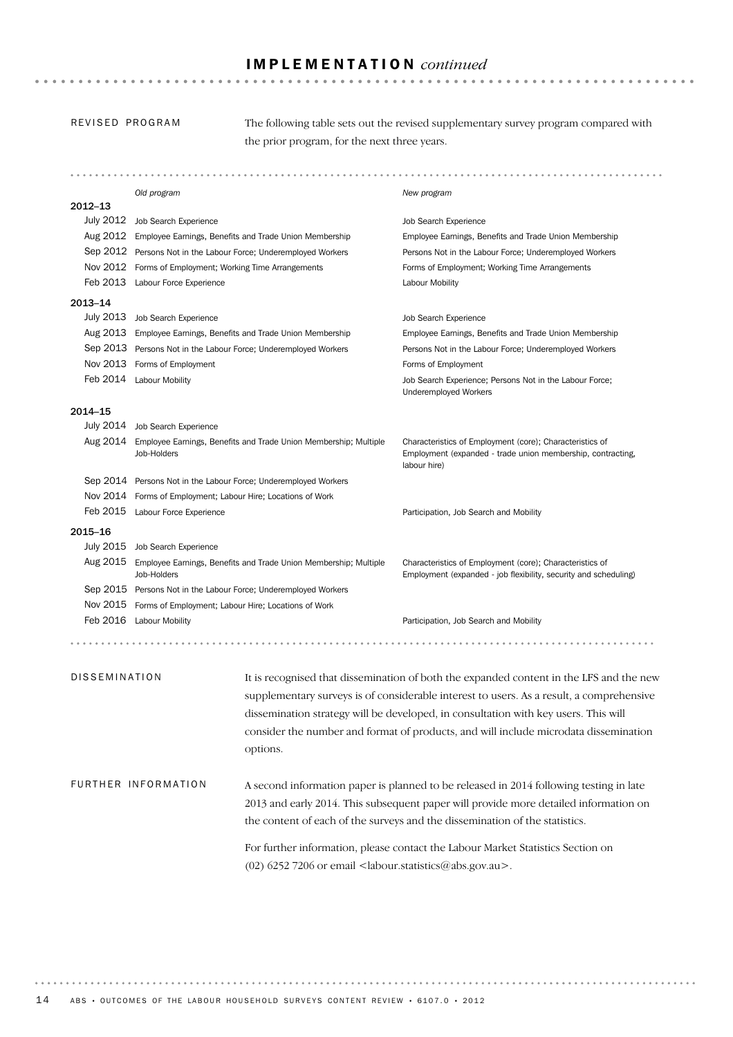## IMPLEMENTATION *continued*

### REVISED PROGRAM

The following table sets out the revised supplementary survey program compared with the prior program, for the next three years.

| | *Old program* | *New program* |
|---|---|---|
| **2012–13** | | |
| July 2012 | Job Search Experience | Job Search Experience |
| Aug 2012 | Employee Earnings, Benefits and Trade Union Membership | Employee Earnings, Benefits and Trade Union Membership |
| Sep 2012 | Persons Not in the Labour Force; Underemployed Workers | Persons Not in the Labour Force; Underemployed Workers |
| Nov 2012 | Forms of Employment; Working Time Arrangements | Forms of Employment; Working Time Arrangements |
| Feb 2013 | Labour Force Experience | Labour Mobility |
| **2013–14** | | |
| July 2013 | Job Search Experience | Job Search Experience |
| Aug 2013 | Employee Earnings, Benefits and Trade Union Membership | Employee Earnings, Benefits and Trade Union Membership |
| Sep 2013 | Persons Not in the Labour Force; Underemployed Workers | Persons Not in the Labour Force; Underemployed Workers |
| Nov 2013 | Forms of Employment | Forms of Employment |
| Feb 2014 | Labour Mobility | Job Search Experience; Persons Not in the Labour Force; Underemployed Workers |
| **2014–15** | | |
| July 2014 | Job Search Experience | |
| Aug 2014 | Employee Earnings, Benefits and Trade Union Membership; Multiple Job-Holders | Characteristics of Employment (core); Characteristics of Employment (expanded - trade union membership, contracting, labour hire) |
| Sep 2014 | Persons Not in the Labour Force; Underemployed Workers | |
| Nov 2014 | Forms of Employment; Labour Hire; Locations of Work | |
| Feb 2015 | Labour Force Experience | Participation, Job Search and Mobility |
| **2015–16** | | |
| July 2015 | Job Search Experience | |
| Aug 2015 | Employee Earnings, Benefits and Trade Union Membership; Multiple Job-Holders | Characteristics of Employment (core); Characteristics of Employment (expanded - job flexibility, security and scheduling) |
| Sep 2015 | Persons Not in the Labour Force; Underemployed Workers | |
| Nov 2015 | Forms of Employment; Labour Hire; Locations of Work | |
| Feb 2016 | Labour Mobility | Participation, Job Search and Mobility |

### DISSEMINATION

It is recognised that dissemination of both the expanded content in the LFS and the new supplementary surveys is of considerable interest to users. As a result, a comprehensive dissemination strategy will be developed, in consultation with key users. This will consider the number and format of products, and will include microdata dissemination options.

### FURTHER INFORMATION

A second information paper is planned to be released in 2014 following testing in late 2013 and early 2014. This subsequent paper will provide more detailed information on the content of each of the surveys and the dissemination of the statistics.

For further information, please contact the Labour Market Statistics Section on (02) 6252 7206 or email <labour.statistics@abs.gov.au>.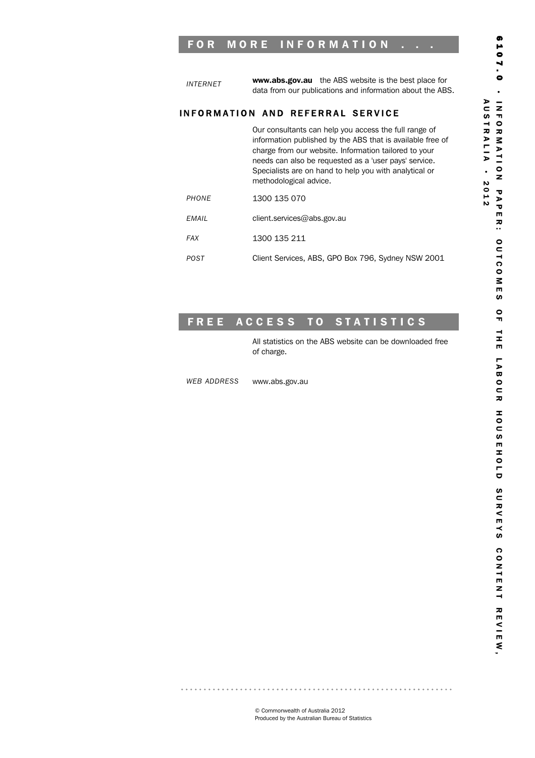## FOR MORE INFORMATION . . .

*INTERNET* **www.abs.gov.au** the ABS website is the best place for data from our publications and information about the ABS.

### INFORMATION AND REFERRAL SERVICE

Our consultants can help you access the full range of information published by the ABS that is available free of charge from our website. Information tailored to your needs can also be requested as a 'user pays' service. Specialists are on hand to help you with analytical or methodological advice.

*PHONE* 1300 135 070

*EMAIL* client.services@abs.gov.au

*FAX* 1300 135 211

*POST* Client Services, ABS, GPO Box 796, Sydney NSW 2001

## FREE ACCESS TO STATISTICS

All statistics on the ABS website can be downloaded free of charge.

*WEB ADDRESS* www.abs.gov.au

© Commonwealth of Australia 2012
Produced by the Australian Bureau of Statistics